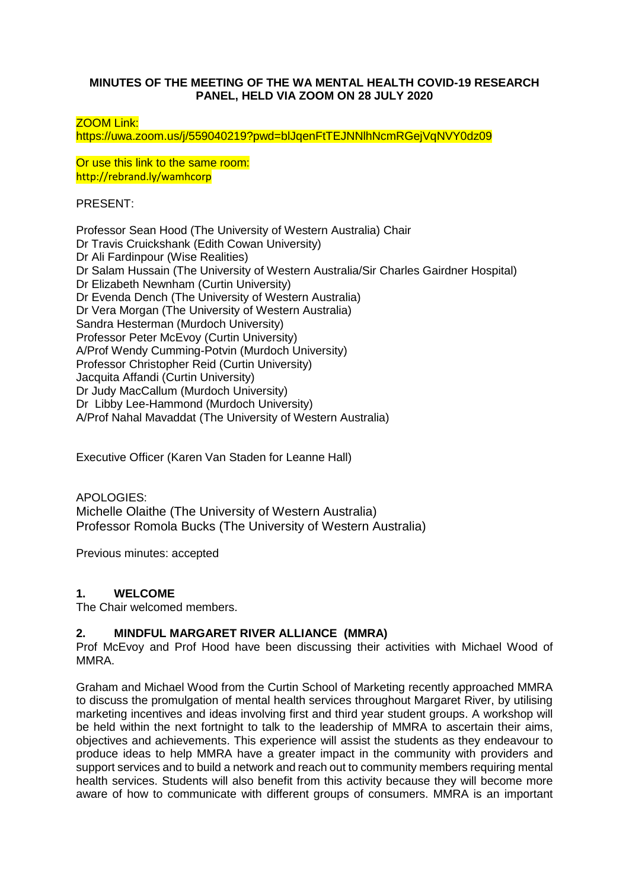**MINUTES OF THE MEETING OF THE WA MENTAL HEALTH COVID-19 RESEARCH PANEL, HELD VIA ZOOM ON 28 JULY 2020**

ZOOM Link:
https://uwa.zoom.us/j/559040219?pwd=blJqenFtTEJNNlhNcmRGejVqNVY0dz09

Or use this link to the same room:
http://rebrand.ly/wamhcorp

PRESENT:

Professor Sean Hood (The University of Western Australia) Chair
Dr Travis Cruickshank (Edith Cowan University)
Dr Ali Fardinpour (Wise Realities)
Dr Salam Hussain (The University of Western Australia/Sir Charles Gairdner Hospital)
Dr Elizabeth Newnham (Curtin University)
Dr Evenda Dench (The University of Western Australia)
Dr Vera Morgan (The University of Western Australia)
Sandra Hesterman (Murdoch University)
Professor Peter McEvoy (Curtin University)
A/Prof Wendy Cumming-Potvin (Murdoch University)
Professor Christopher Reid (Curtin University)
Jacquita Affandi (Curtin University)
Dr Judy MacCallum (Murdoch University)
Dr Libby Lee-Hammond (Murdoch University)
A/Prof Nahal Mavaddat (The University of Western Australia)

Executive Officer (Karen Van Staden for Leanne Hall)

APOLOGIES:
Michelle Olaithe (The University of Western Australia)
Professor Romola Bucks (The University of Western Australia)

Previous minutes: accepted

## 1. WELCOME

The Chair welcomed members.

## 2. MINDFUL MARGARET RIVER ALLIANCE (MMRA)

Prof McEvoy and Prof Hood have been discussing their activities with Michael Wood of MMRA.

Graham and Michael Wood from the Curtin School of Marketing recently approached MMRA to discuss the promulgation of mental health services throughout Margaret River, by utilising marketing incentives and ideas involving first and third year student groups. A workshop will be held within the next fortnight to talk to the leadership of MMRA to ascertain their aims, objectives and achievements. This experience will assist the students as they endeavour to produce ideas to help MMRA have a greater impact in the community with providers and support services and to build a network and reach out to community members requiring mental health services. Students will also benefit from this activity because they will become more aware of how to communicate with different groups of consumers. MMRA is an important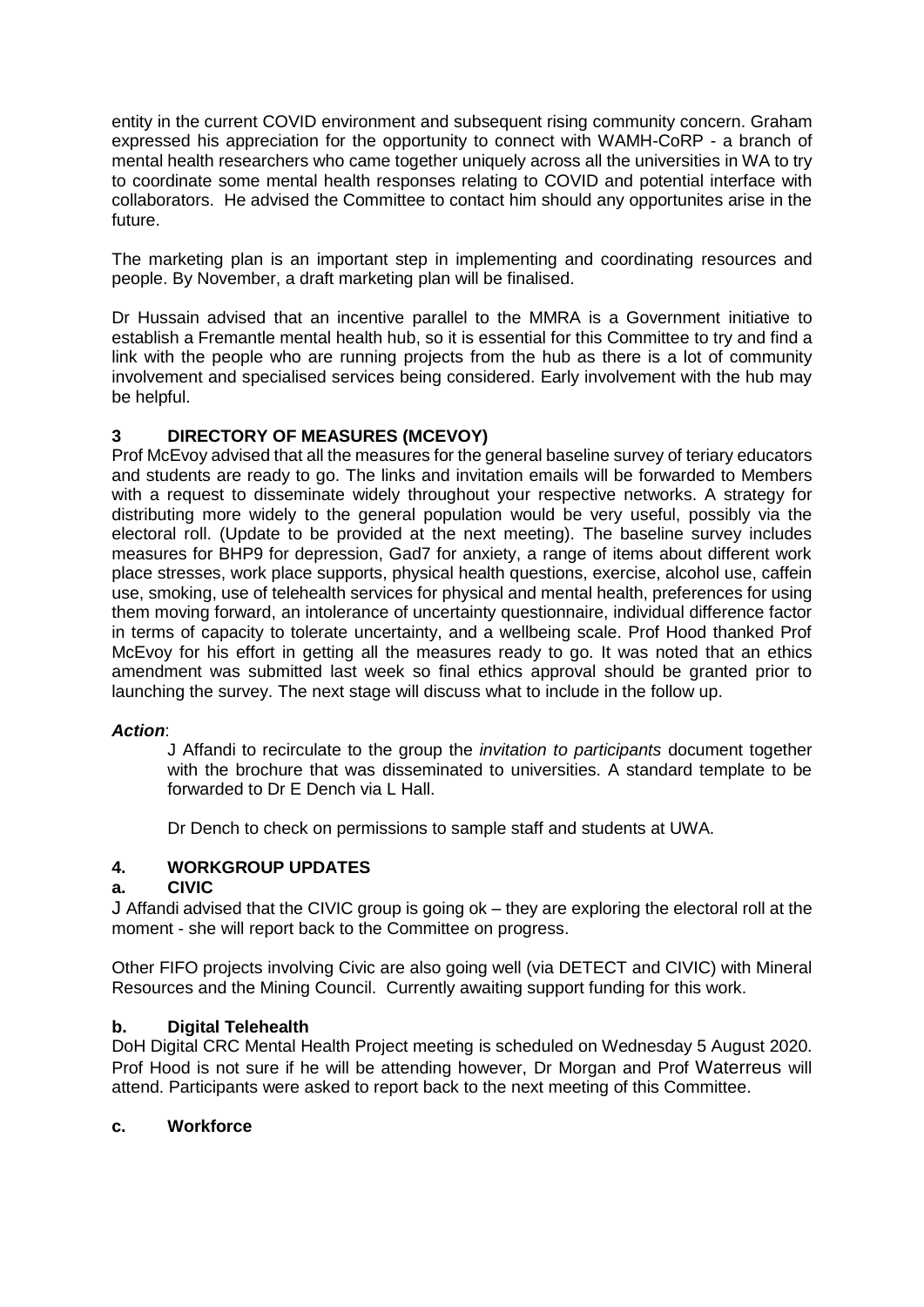entity in the current COVID environment and subsequent rising community concern. Graham expressed his appreciation for the opportunity to connect with WAMH-CoRP - a branch of mental health researchers who came together uniquely across all the universities in WA to try to coordinate some mental health responses relating to COVID and potential interface with collaborators. He advised the Committee to contact him should any opportunites arise in the future.

The marketing plan is an important step in implementing and coordinating resources and people. By November, a draft marketing plan will be finalised.

Dr Hussain advised that an incentive parallel to the MMRA is a Government initiative to establish a Fremantle mental health hub, so it is essential for this Committee to try and find a link with the people who are running projects from the hub as there is a lot of community involvement and specialised services being considered. Early involvement with the hub may be helpful.

## 3 DIRECTORY OF MEASURES (MCEVOY)

Prof McEvoy advised that all the measures for the general baseline survey of teriary educators and students are ready to go. The links and invitation emails will be forwarded to Members with a request to disseminate widely throughout your respective networks. A strategy for distributing more widely to the general population would be very useful, possibly via the electoral roll. (Update to be provided at the next meeting). The baseline survey includes measures for BHP9 for depression, Gad7 for anxiety, a range of items about different work place stresses, work place supports, physical health questions, exercise, alcohol use, caffein use, smoking, use of telehealth services for physical and mental health, preferences for using them moving forward, an intolerance of uncertainty questionnaire, individual difference factor in terms of capacity to tolerate uncertainty, and a wellbeing scale. Prof Hood thanked Prof McEvoy for his effort in getting all the measures ready to go. It was noted that an ethics amendment was submitted last week so final ethics approval should be granted prior to launching the survey. The next stage will discuss what to include in the follow up.

***Action***:

J Affandi to recirculate to the group the *invitation to participants* document together with the brochure that was disseminated to universities. A standard template to be forwarded to Dr E Dench via L Hall.

Dr Dench to check on permissions to sample staff and students at UWA.

## 4. WORKGROUP UPDATES

### a. CIVIC

J Affandi advised that the CIVIC group is going ok – they are exploring the electoral roll at the moment - she will report back to the Committee on progress.

Other FIFO projects involving Civic are also going well (via DETECT and CIVIC) with Mineral Resources and the Mining Council. Currently awaiting support funding for this work.

### b. Digital Telehealth

DoH Digital CRC Mental Health Project meeting is scheduled on Wednesday 5 August 2020. Prof Hood is not sure if he will be attending however, Dr Morgan and Prof Waterreus will attend. Participants were asked to report back to the next meeting of this Committee.

### c. Workforce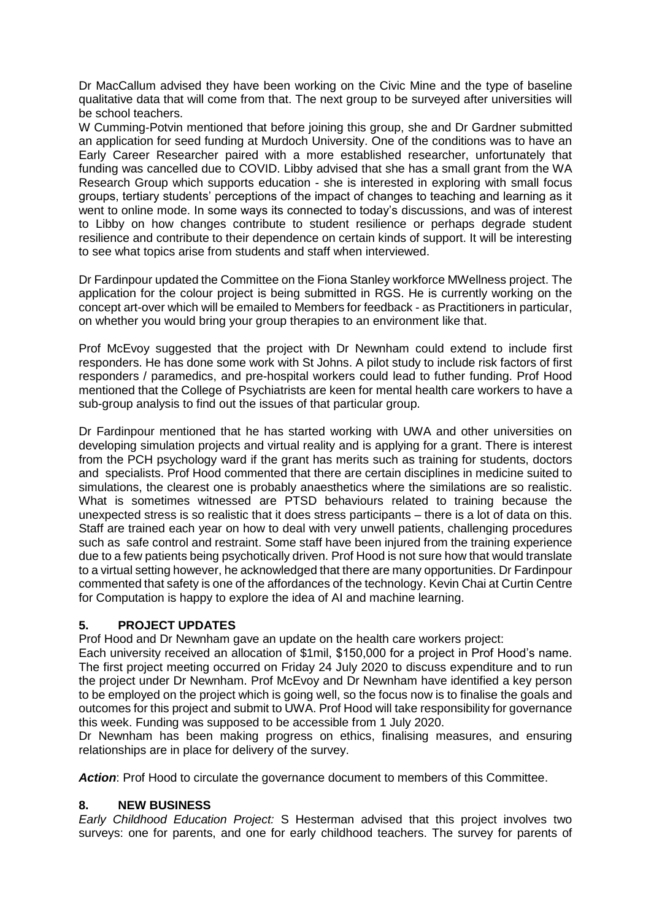Dr MacCallum advised they have been working on the Civic Mine and the type of baseline qualitative data that will come from that. The next group to be surveyed after universities will be school teachers.

W Cumming-Potvin mentioned that before joining this group, she and Dr Gardner submitted an application for seed funding at Murdoch University. One of the conditions was to have an Early Career Researcher paired with a more established researcher, unfortunately that funding was cancelled due to COVID. Libby advised that she has a small grant from the WA Research Group which supports education - she is interested in exploring with small focus groups, tertiary students' perceptions of the impact of changes to teaching and learning as it went to online mode. In some ways its connected to today's discussions, and was of interest to Libby on how changes contribute to student resilience or perhaps degrade student resilience and contribute to their dependence on certain kinds of support. It will be interesting to see what topics arise from students and staff when interviewed.

Dr Fardinpour updated the Committee on the Fiona Stanley workforce MWellness project. The application for the colour project is being submitted in RGS. He is currently working on the concept art-over which will be emailed to Members for feedback - as Practitioners in particular, on whether you would bring your group therapies to an environment like that.

Prof McEvoy suggested that the project with Dr Newnham could extend to include first responders. He has done some work with St Johns. A pilot study to include risk factors of first responders / paramedics, and pre-hospital workers could lead to futher funding. Prof Hood mentioned that the College of Psychiatrists are keen for mental health care workers to have a sub-group analysis to find out the issues of that particular group.

Dr Fardinpour mentioned that he has started working with UWA and other universities on developing simulation projects and virtual reality and is applying for a grant. There is interest from the PCH psychology ward if the grant has merits such as training for students, doctors and specialists. Prof Hood commented that there are certain disciplines in medicine suited to simulations, the clearest one is probably anaesthetics where the similations are so realistic. What is sometimes witnessed are PTSD behaviours related to training because the unexpected stress is so realistic that it does stress participants – there is a lot of data on this. Staff are trained each year on how to deal with very unwell patients, challenging procedures such as safe control and restraint. Some staff have been injured from the training experience due to a few patients being psychotically driven. Prof Hood is not sure how that would translate to a virtual setting however, he acknowledged that there are many opportunities. Dr Fardinpour commented that safety is one of the affordances of the technology. Kevin Chai at Curtin Centre for Computation is happy to explore the idea of AI and machine learning.

## 5. PROJECT UPDATES

Prof Hood and Dr Newnham gave an update on the health care workers project:

Each university received an allocation of $1mil, $150,000 for a project in Prof Hood's name. The first project meeting occurred on Friday 24 July 2020 to discuss expenditure and to run the project under Dr Newnham. Prof McEvoy and Dr Newnham have identified a key person to be employed on the project which is going well, so the focus now is to finalise the goals and outcomes for this project and submit to UWA. Prof Hood will take responsibility for governance this week. Funding was supposed to be accessible from 1 July 2020.

Dr Newnham has been making progress on ethics, finalising measures, and ensuring relationships are in place for delivery of the survey.

***Action***: Prof Hood to circulate the governance document to members of this Committee.

## 8. NEW BUSINESS

*Early Childhood Education Project:* S Hesterman advised that this project involves two surveys: one for parents, and one for early childhood teachers. The survey for parents of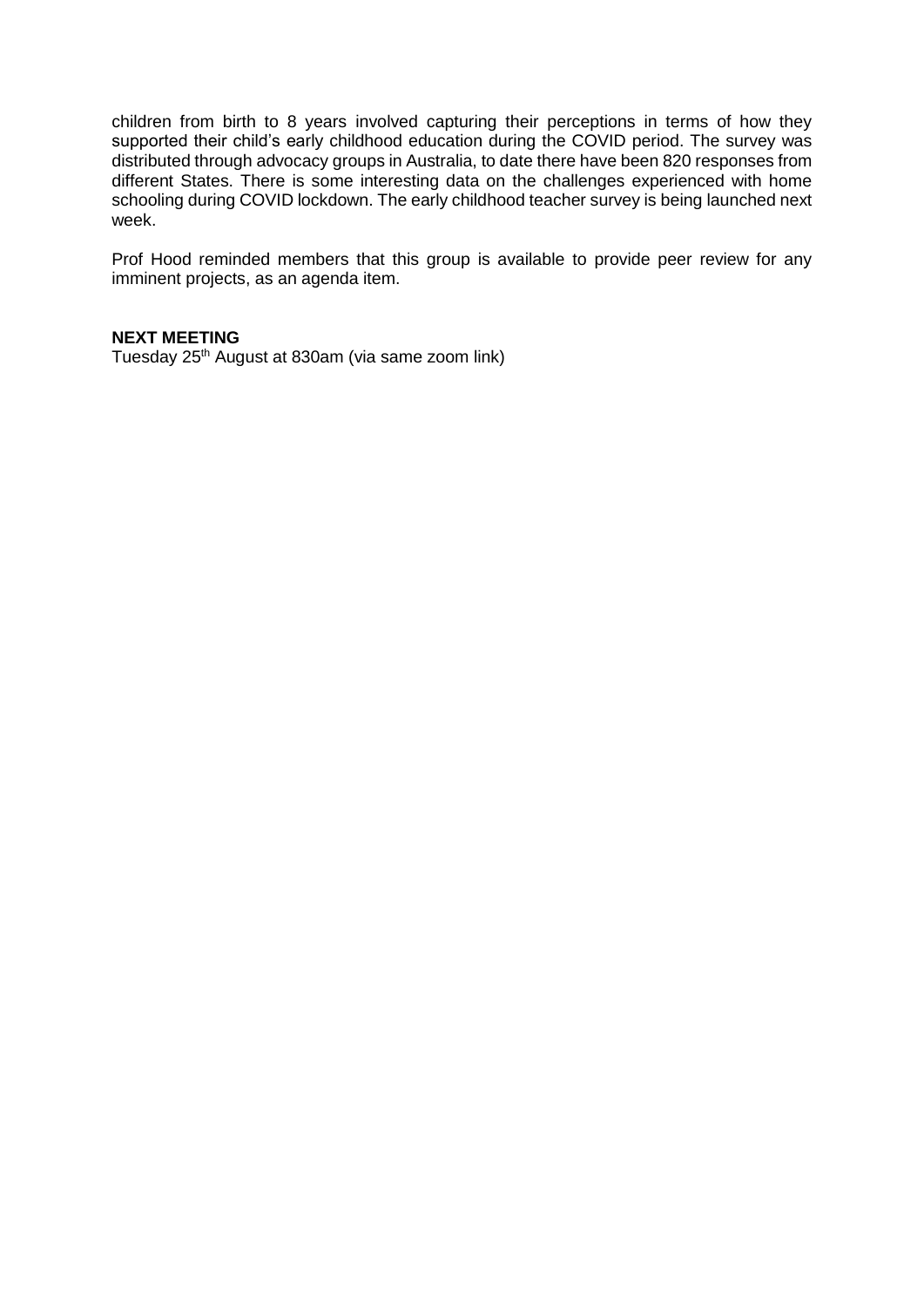children from birth to 8 years involved capturing their perceptions in terms of how they supported their child's early childhood education during the COVID period. The survey was distributed through advocacy groups in Australia, to date there have been 820 responses from different States. There is some interesting data on the challenges experienced with home schooling during COVID lockdown. The early childhood teacher survey is being launched next week.

Prof Hood reminded members that this group is available to provide peer review for any imminent projects, as an agenda item.

**NEXT MEETING**
Tuesday 25th August at 830am (via same zoom link)